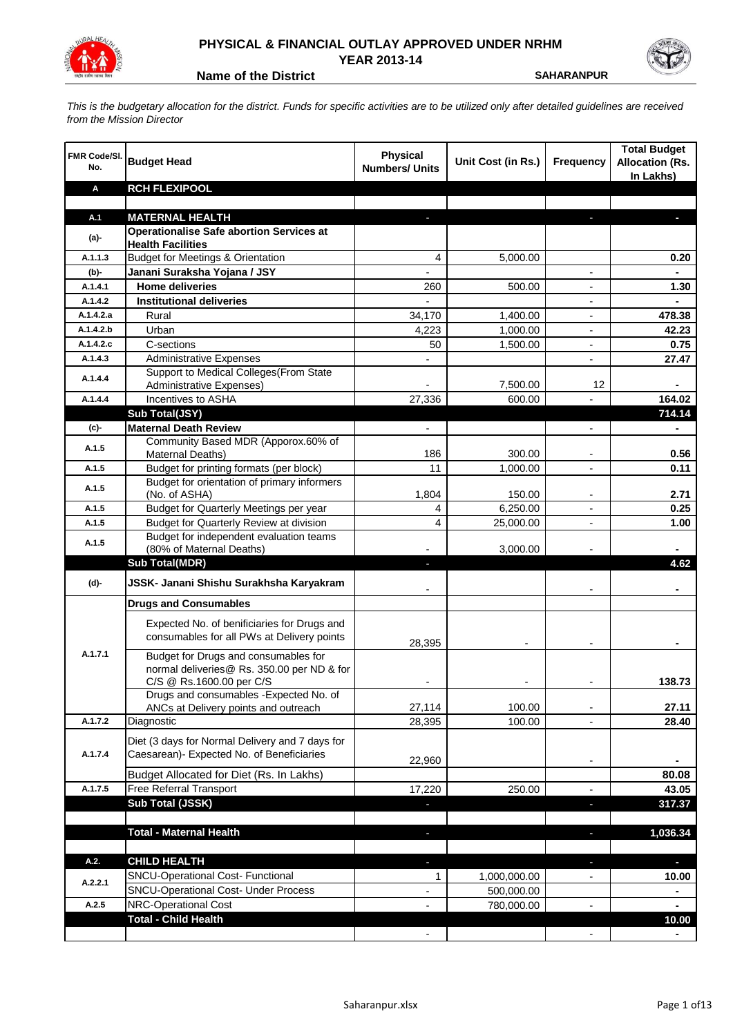# PHYSICAL & FINANCIAL OUTLAY APPROVED UNDER NRHM

## YEAR 2013-14

**Name of the District** SAHARANPUR

*This is the budgetary allocation for the district. Funds for specific activities are to be utilized only after detailed guidelines are received from the Mission Director*

| FMR Code/Sl. No. | Budget Head | Physical Numbers/ Units | Unit Cost (in Rs.) | Frequency | Total Budget Allocation (Rs. In Lakhs) |
|---|---|---|---|---|---|
| **A** | **RCH FLEXIPOOL** | | | | |
| | | | | | |
| **A.1** | **MATERNAL HEALTH** | - | | - | - |
| (a)- | **Operationalise Safe abortion Services at Health Facilities** | | | | |
| A.1.1.3 | Budget for Meetings & Orientation | 4 | 5,000.00 | | 0.20 |
| (b)- | **Janani Suraksha Yojana / JSY** | - | | - | - |
| A.1.4.1 | **Home deliveries** | 260 | 500.00 | - | 1.30 |
| A.1.4.2 | **Institutional deliveries** | - | | - | - |
| A.1.4.2.a | Rural | 34,170 | 1,400.00 | - | 478.38 |
| A.1.4.2.b | Urban | 4,223 | 1,000.00 | - | 42.23 |
| A.1.4.2.c | C-sections | 50 | 1,500.00 | - | 0.75 |
| A.1.4.3 | Administrative Expenses | - | | - | 27.47 |
| A.1.4.4 | Support to Medical Colleges(From State Administrative Expenses) | - | 7,500.00 | 12 | - |
| A.1.4.4 | Incentives to ASHA | 27,336 | 600.00 | - | 164.02 |
| | **Sub Total(JSY)** | | | | **714.14** |
| (c)- | **Maternal Death Review** | - | | - | - |
| A.1.5 | Community Based MDR (Apporox.60% of Maternal Deaths) | 186 | 300.00 | - | 0.56 |
| A.1.5 | Budget for printing formats (per block) | 11 | 1,000.00 | - | 0.11 |
| A.1.5 | Budget for orientation of primary informers (No. of ASHA) | 1,804 | 150.00 | - | 2.71 |
| A.1.5 | Budget for Quarterly Meetings per year | 4 | 6,250.00 | - | 0.25 |
| A.1.5 | Budget for Quarterly Review at division | 4 | 25,000.00 | - | 1.00 |
| A.1.5 | Budget for independent evaluation teams (80% of Maternal Deaths) | - | 3,000.00 | - | - |
| | **Sub Total(MDR)** | - | | | **4.62** |
| (d)- | **JSSK- Janani Shishu Surakhsha Karyakram** | - | | - | - |
| | **Drugs and Consumables** | | | | |
| A.1.7.1 | Expected No. of benificiaries for Drugs and consumables for all PWs at Delivery points | 28,395 | - | - | - |
| | Budget for Drugs and consumables for normal deliveries@ Rs. 350.00 per ND & for C/S @ Rs.1600.00 per C/S | - | - | - | 138.73 |
| | Drugs and consumables -Expected No. of ANCs at Delivery points and outreach | 27,114 | 100.00 | - | 27.11 |
| A.1.7.2 | Diagnostic | 28,395 | 100.00 | - | 28.40 |
| A.1.7.4 | Diet (3 days for Normal Delivery and 7 days for Caesarean)- Expected No. of Beneficiaries | 22,960 | | - | - |
| | Budget Allocated for Diet (Rs. In Lakhs) | | | | 80.08 |
| A.1.7.5 | Free Referral Transport | 17,220 | 250.00 | - | 43.05 |
| | **Sub Total (JSSK)** | - | | - | **317.37** |
| | | | | | |
| | **Total - Maternal Health** | - | | - | **1,036.34** |
| | | | | | |
| **A.2.** | **CHILD HEALTH** | - | | - | - |
| A.2.2.1 | SNCU-Operational Cost- Functional | 1 | 1,000,000.00 | - | 10.00 |
| | SNCU-Operational Cost- Under Process | - | 500,000.00 | | - |
| A.2.5 | NRC-Operational Cost | - | 780,000.00 | - | - |
| | **Total - Child Health** | | | | **10.00** |
| | | - | | - | - |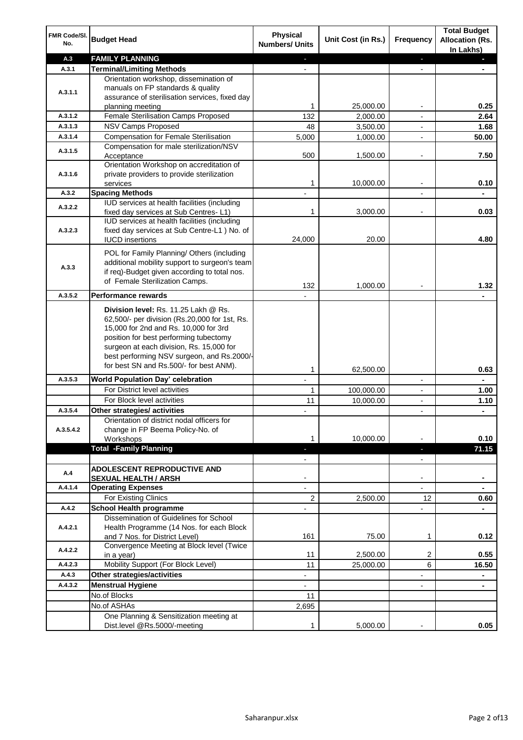| FMR Code/Sl. No. | Budget Head | Physical Numbers/ Units | Unit Cost (in Rs.) | Frequency | Total Budget Allocation (Rs. In Lakhs) |
|---|---|---|---|---|---|
| A.3 | **FAMILY PLANNING** | - | | - | - |
| A.3.1 | **Terminal/Limiting Methods** | - | | - | - |
| A.3.1.1 | Orientation workshop, dissemination of manuals on FP standards & quality assurance of sterilisation services, fixed day planning meeting | 1 | 25,000.00 | - | **0.25** |
| A.3.1.2 | Female Sterilisation Camps Proposed | 132 | 2,000.00 | - | **2.64** |
| A.3.1.3 | NSV Camps Proposed | 48 | 3,500.00 | - | **1.68** |
| A.3.1.4 | Compensation for Female Sterilisation | 5,000 | 1,000.00 | - | **50.00** |
| A.3.1.5 | Compensation for male sterilization/NSV Acceptance | 500 | 1,500.00 | - | **7.50** |
| A.3.1.6 | Orientation Workshop on accreditation of private providers to provide sterilization services | 1 | 10,000.00 | - | **0.10** |
| A.3.2 | **Spacing Methods** | - | | - | - |
| A.3.2.2 | IUD services at health facilities (including fixed day services at Sub Centres- L1) | 1 | 3,000.00 | - | **0.03** |
| A.3.2.3 | IUD services at health facilities (including fixed day services at Sub Centre-L1 ) No. of IUCD insertions | 24,000 | 20.00 | | **4.80** |
| A.3.3 | POL for Family Planning/ Others (including additional mobility support to surgeon's team if req)-Budget given according to total nos. of Female Sterilization Camps. | 132 | 1,000.00 | - | **1.32** |
| A.3.5.2 | **Performance rewards** | - | | | - |
| | **Division level:** Rs. 11.25 Lakh @ Rs. 62,500/- per division (Rs.20,000 for 1st, Rs. 15,000 for 2nd and Rs. 10,000 for 3rd position for best performing tubectomy surgeon at each division, Rs. 15,000 for best performing NSV surgeon, and Rs.2000/- for best SN and Rs.500/- for best ANM). | 1 | 62,500.00 | | **0.63** |
| A.3.5.3 | **World Population Day' celebration** | - | | - | - |
| | For District level activities | 1 | 100,000.00 | - | **1.00** |
| | For Block level activities | 11 | 10,000.00 | - | **1.10** |
| A.3.5.4 | **Other strategies/ activities** | - | | - | - |
| A.3.5.4.2 | Orientation of district nodal officers for change in FP Beema Policy-No. of Workshops | 1 | 10,000.00 | - | **0.10** |
| | **Total -Family Planning** | - | | - | **71.15** |
| | | - | | - | |
| A.4 | **ADOLESCENT REPRODUCTIVE AND SEXUAL HEALTH / ARSH** | - | | - | - |
| A.4.1.4 | **Operating Expenses** | - | | - | - |
| | For Existing Clinics | 2 | 2,500.00 | 12 | **0.60** |
| A.4.2 | **School Health programme** | - | | - | - |
| A.4.2.1 | Dissemination of Guidelines for School Health Programme (14 Nos. for each Block and 7 Nos. for District Level) | 161 | 75.00 | 1 | **0.12** |
| A.4.2.2 | Convergence Meeting at Block level (Twice in a year) | 11 | 2,500.00 | 2 | **0.55** |
| A.4.2.3 | Mobility Support (For Block Level) | 11 | 25,000.00 | 6 | **16.50** |
| A.4.3 | **Other strategies/activities** | - | | - | - |
| A.4.3.2 | **Menstrual Hygiene** | - | | - | - |
| | No.of Blocks | 11 | | | |
| | No.of ASHAs | 2,695 | | | |
| | One Planning & Sensitization meeting at Dist.level @Rs.5000/-meeting | 1 | 5,000.00 | - | **0.05** |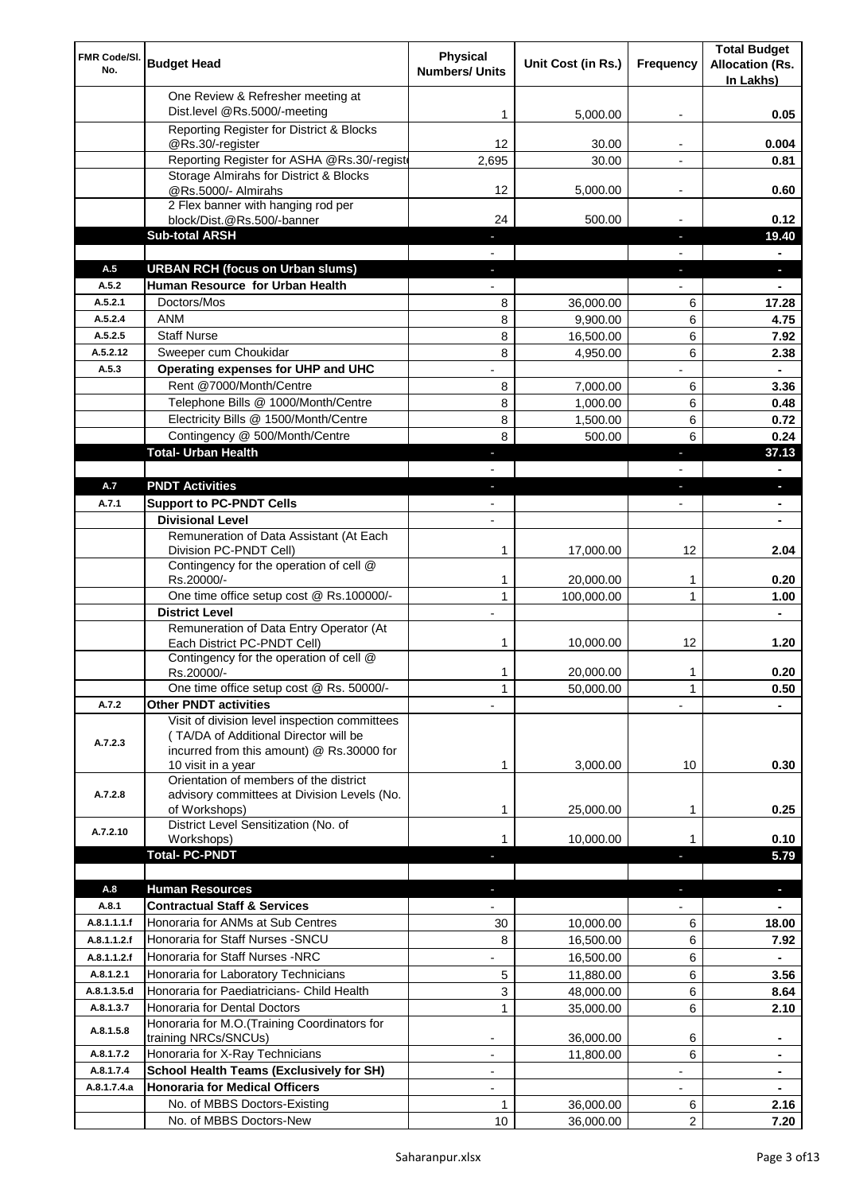| FMR Code/Sl. No. | Budget Head | Physical Numbers/ Units | Unit Cost (in Rs.) | Frequency | Total Budget Allocation (Rs. In Lakhs) |
|---|---|---|---|---|---|
| | One Review & Refresher meeting at Dist.level @Rs.5000/-meeting | 1 | 5,000.00 | - | 0.05 |
| | Reporting Register for District & Blocks @Rs.30/-register | 12 | 30.00 | - | 0.004 |
| | Reporting Register for ASHA @Rs.30/-registe | 2,695 | 30.00 | - | 0.81 |
| | Storage Almirahs for District & Blocks @Rs.5000/- Almirahs | 12 | 5,000.00 | - | 0.60 |
| | 2 Flex banner with hanging rod per block/Dist.@Rs.500/-banner | 24 | 500.00 | - | 0.12 |
| | **Sub-total ARSH** | - | | - | **19.40** |
| | | - | | - | - |
| **A.5** | **URBAN RCH (focus on Urban slums)** | - | | - | - |
| **A.5.2** | **Human Resource for Urban Health** | - | | - | - |
| A.5.2.1 | Doctors/Mos | 8 | 36,000.00 | 6 | 17.28 |
| A.5.2.4 | ANM | 8 | 9,900.00 | 6 | 4.75 |
| A.5.2.5 | Staff Nurse | 8 | 16,500.00 | 6 | 7.92 |
| A.5.2.12 | Sweeper cum Choukidar | 8 | 4,950.00 | 6 | 2.38 |
| **A.5.3** | **Operating expenses for UHP and UHC** | - | | - | - |
| | Rent @7000/Month/Centre | 8 | 7,000.00 | 6 | 3.36 |
| | Telephone Bills @ 1000/Month/Centre | 8 | 1,000.00 | 6 | 0.48 |
| | Electricity Bills @ 1500/Month/Centre | 8 | 1,500.00 | 6 | 0.72 |
| | Contingency @ 500/Month/Centre | 8 | 500.00 | 6 | 0.24 |
| | **Total- Urban Health** | - | | - | **37.13** |
| | | - | | - | - |
| **A.7** | **PNDT Activities** | - | | - | - |
| **A.7.1** | **Support to PC-PNDT Cells** | - | | - | - |
| | **Divisional Level** | - | | | - |
| | Remuneration of Data Assistant (At Each Division PC-PNDT Cell) | 1 | 17,000.00 | 12 | 2.04 |
| | Contingency for the operation of cell @ Rs.20000/- | 1 | 20,000.00 | 1 | 0.20 |
| | One time office setup cost @ Rs.100000/- | 1 | 100,000.00 | 1 | 1.00 |
| | **District Level** | - | | | - |
| | Remuneration of Data Entry Operator (At Each District PC-PNDT Cell) | 1 | 10,000.00 | 12 | 1.20 |
| | Contingency for the operation of cell @ Rs.20000/- | 1 | 20,000.00 | 1 | 0.20 |
| | One time office setup cost @ Rs. 50000/- | 1 | 50,000.00 | 1 | 0.50 |
| **A.7.2** | **Other PNDT activities** | - | | - | - |
| A.7.2.3 | Visit of division level inspection committees ( TA/DA of Additional Director will be incurred from this amount) @ Rs.30000 for 10 visit in a year | 1 | 3,000.00 | 10 | 0.30 |
| A.7.2.8 | Orientation of members of the district advisory committees at Division Levels (No. of Workshops) | 1 | 25,000.00 | 1 | 0.25 |
| A.7.2.10 | District Level Sensitization (No. of Workshops) | 1 | 10,000.00 | 1 | 0.10 |
| | **Total- PC-PNDT** | - | | - | **5.79** |
| | | | | | |
| **A.8** | **Human Resources** | - | | - | - |
| **A.8.1** | **Contractual Staff & Services** | - | | - | - |
| A.8.1.1.1.f | Honoraria for ANMs at Sub Centres | 30 | 10,000.00 | 6 | 18.00 |
| A.8.1.1.2.f | Honoraria for Staff Nurses -SNCU | 8 | 16,500.00 | 6 | 7.92 |
| A.8.1.1.2.f | Honoraria for Staff Nurses -NRC | - | 16,500.00 | 6 | - |
| A.8.1.2.1 | Honoraria for Laboratory Technicians | 5 | 11,880.00 | 6 | 3.56 |
| A.8.1.3.5.d | Honoraria for Paediatricians- Child Health | 3 | 48,000.00 | 6 | 8.64 |
| A.8.1.3.7 | Honoraria for Dental Doctors | 1 | 35,000.00 | 6 | 2.10 |
| A.8.1.5.8 | Honoraria for M.O.(Training Coordinators for training NRCs/SNCUs) | - | 36,000.00 | 6 | - |
| A.8.1.7.2 | Honoraria for X-Ray Technicians | - | 11,800.00 | 6 | - |
| A.8.1.7.4 | **School Health Teams (Exclusively for SH)** | - | | - | - |
| A.8.1.7.4.a | **Honoraria for Medical Officers** | - | | - | - |
| | No. of MBBS Doctors-Existing | 1 | 36,000.00 | 6 | 2.16 |
| | No. of MBBS Doctors-New | 10 | 36,000.00 | 2 | 7.20 |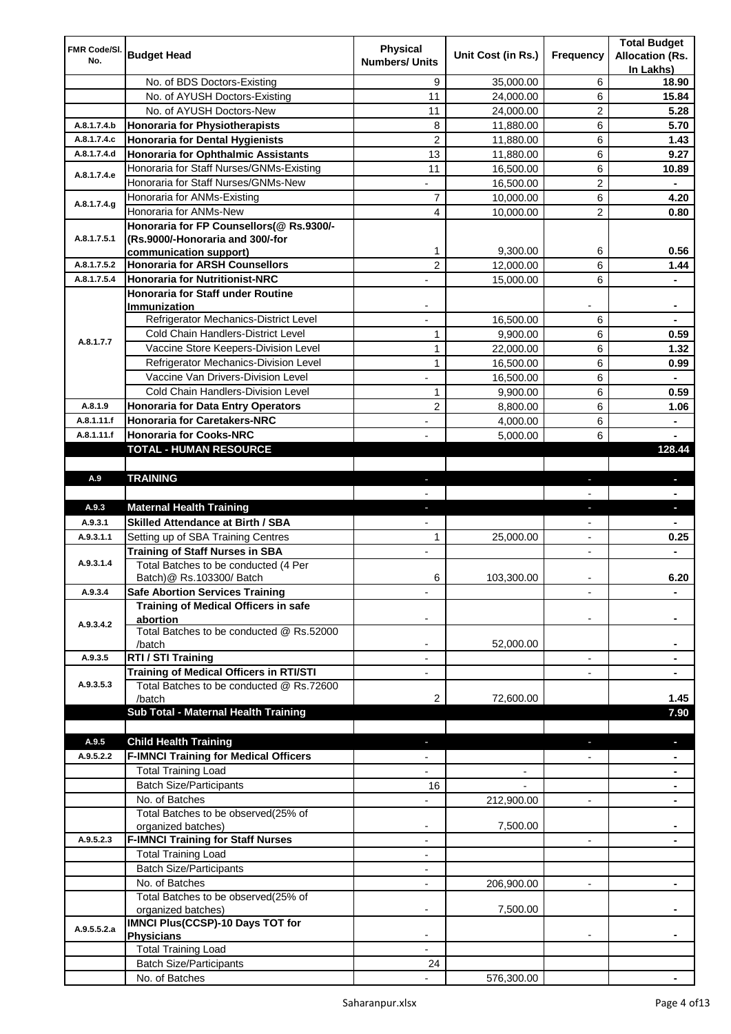| FMR Code/Sl. No. | Budget Head | Physical Numbers/ Units | Unit Cost (in Rs.) | Frequency | Total Budget Allocation (Rs. In Lakhs) |
|---|---|---|---|---|---|
| | No. of BDS Doctors-Existing | 9 | 35,000.00 | 6 | **18.90** |
| | No. of AYUSH Doctors-Existing | 11 | 24,000.00 | 6 | **15.84** |
| | No. of AYUSH Doctors-New | 11 | 24,000.00 | 2 | **5.28** |
| A.8.1.7.4.b | **Honoraria for Physiotherapists** | 8 | 11,880.00 | 6 | **5.70** |
| A.8.1.7.4.c | **Honoraria for Dental Hygienists** | 2 | 11,880.00 | 6 | **1.43** |
| A.8.1.7.4.d | **Honoraria for Ophthalmic Assistants** | 13 | 11,880.00 | 6 | **9.27** |
| A.8.1.7.4.e | Honoraria for Staff Nurses/GNMs-Existing | 11 | 16,500.00 | 6 | **10.89** |
| | Honoraria for Staff Nurses/GNMs-New | - | 16,500.00 | 2 | **-** |
| A.8.1.7.4.g | Honoraria for ANMs-Existing | 7 | 10,000.00 | 6 | **4.20** |
| | Honoraria for ANMs-New | 4 | 10,000.00 | 2 | **0.80** |
| A.8.1.7.5.1 | **Honoraria for FP Counsellors(@ Rs.9300/- (Rs.9000/-Honoraria and 300/-for communication support)** | 1 | 9,300.00 | 6 | **0.56** |
| A.8.1.7.5.2 | **Honoraria for ARSH Counsellors** | 2 | 12,000.00 | 6 | **1.44** |
| A.8.1.7.5.4 | **Honoraria for Nutritionist-NRC** | - | 15,000.00 | 6 | **-** |
| A.8.1.7.7 | **Honoraria for Staff under Routine Immunization** | - | | - | **-** |
| | Refrigerator Mechanics-District Level | - | 16,500.00 | 6 | **-** |
| | Cold Chain Handlers-District Level | 1 | 9,900.00 | 6 | **0.59** |
| | Vaccine Store Keepers-Division Level | 1 | 22,000.00 | 6 | **1.32** |
| | Refrigerator Mechanics-Division Level | 1 | 16,500.00 | 6 | **0.99** |
| | Vaccine Van Drivers-Division Level | - | 16,500.00 | 6 | **-** |
| | Cold Chain Handlers-Division Level | 1 | 9,900.00 | 6 | **0.59** |
| A.8.1.9 | **Honoraria for Data Entry Operators** | 2 | 8,800.00 | 6 | **1.06** |
| A.8.1.11.f | **Honoraria for Caretakers-NRC** | - | 4,000.00 | 6 | **-** |
| A.8.1.11.f | **Honoraria for Cooks-NRC** | - | 5,000.00 | 6 | **-** |
| | **TOTAL - HUMAN RESOURCE** | | | | **128.44** |
| | | | | | |
| A.9 | **TRAINING** | - | | - | **-** |
| | | - | | - | **-** |
| A.9.3 | **Maternal Health Training** | - | | - | **-** |
| A.9.3.1 | **Skilled Attendance at Birth / SBA** | - | | - | **-** |
| A.9.3.1.1 | Setting up of SBA Training Centres | 1 | 25,000.00 | - | **0.25** |
| A.9.3.1.4 | **Training of Staff Nurses in SBA** | - | | - | **-** |
| | Total Batches to be conducted (4 Per Batch)@ Rs.103300/ Batch | 6 | 103,300.00 | - | **6.20** |
| A.9.3.4 | **Safe Abortion Services Training** | - | | - | **-** |
| A.9.3.4.2 | **Training of Medical Officers in safe abortion** | - | | - | **-** |
| | Total Batches to be conducted @ Rs.52000 /batch | - | 52,000.00 | | **-** |
| A.9.3.5 | **RTI / STI Training** | - | | - | **-** |
| A.9.3.5.3 | **Training of Medical Officers in RTI/STI** | - | | - | **-** |
| | Total Batches to be conducted @ Rs.72600 /batch | 2 | 72,600.00 | | **1.45** |
| | **Sub Total - Maternal Health Training** | | | | **7.90** |
| | | | | | |
| A.9.5 | **Child Health Training** | - | | - | **-** |
| A.9.5.2.2 | **F-IMNCI Training for Medical Officers** | - | | - | **-** |
| | Total Training Load | - | - | | **-** |
| | Batch Size/Participants | 16 | - | | **-** |
| | No. of Batches | - | 212,900.00 | - | **-** |
| | Total Batches to be observed(25% of organized batches) | - | 7,500.00 | | **-** |
| A.9.5.2.3 | **F-IMNCI Training for Staff Nurses** | - | | - | **-** |
| | Total Training Load | - | | | |
| | Batch Size/Participants | - | | | |
| | No. of Batches | - | 206,900.00 | - | **-** |
| | Total Batches to be observed(25% of organized batches) | - | 7,500.00 | | **-** |
| A.9.5.5.2.a | **IMNCI Plus(CCSP)-10 Days TOT for Physicians** | - | | - | **-** |
| | Total Training Load | - | | | |
| | Batch Size/Participants | 24 | | | |
| | No. of Batches | - | 576,300.00 | | **-** |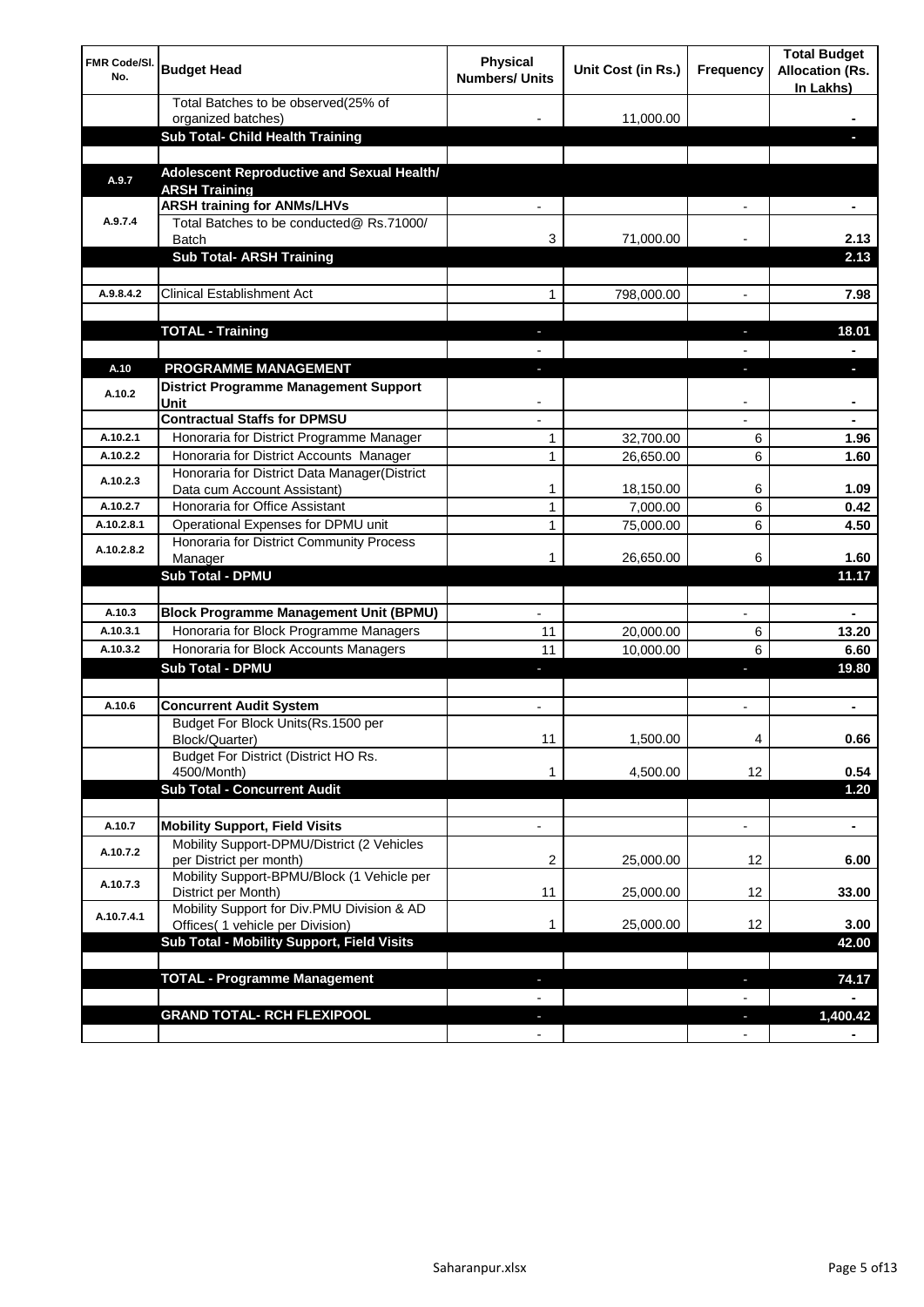| FMR Code/Sl. No. | Budget Head | Physical Numbers/ Units | Unit Cost (in Rs.) | Frequency | Total Budget Allocation (Rs. In Lakhs) |
|---|---|---|---|---|---|
| | Total Batches to be observed(25% of organized batches) | - | 11,000.00 | | - |
| | **Sub Total- Child Health Training** | | | | - |
| | | | | | |
| A.9.7 | **Adolescent Reproductive and Sexual Health/ ARSH Training** | | | | |
| A.9.7.4 | **ARSH training for ANMs/LHVs** | - | | - | - |
| | Total Batches to be conducted@ Rs.71000/ Batch | 3 | 71,000.00 | - | 2.13 |
| | **Sub Total- ARSH Training** | | | | **2.13** |
| | | | | | |
| A.9.8.4.2 | Clinical Establishment Act | 1 | 798,000.00 | - | 7.98 |
| | | | | | |
| | **TOTAL - Training** | - | | - | **18.01** |
| | | - | | - | - |
| A.10 | **PROGRAMME MANAGEMENT** | - | | - | - |
| A.10.2 | **District Programme Management Support Unit** | - | | - | - |
| | **Contractual Staffs for DPMSU** | - | | - | - |
| A.10.2.1 | Honoraria for District Programme Manager | 1 | 32,700.00 | 6 | 1.96 |
| A.10.2.2 | Honoraria for District Accounts Manager | 1 | 26,650.00 | 6 | 1.60 |
| A.10.2.3 | Honoraria for District Data Manager(District Data cum Account Assistant) | 1 | 18,150.00 | 6 | 1.09 |
| A.10.2.7 | Honoraria for Office Assistant | 1 | 7,000.00 | 6 | 0.42 |
| A.10.2.8.1 | Operational Expenses for DPMU unit | 1 | 75,000.00 | 6 | 4.50 |
| A.10.2.8.2 | Honoraria for District Community Process Manager | 1 | 26,650.00 | 6 | 1.60 |
| | **Sub Total - DPMU** | | | | **11.17** |
| | | | | | |
| A.10.3 | **Block Programme Management Unit (BPMU)** | - | | - | - |
| A.10.3.1 | Honoraria for Block Programme Managers | 11 | 20,000.00 | 6 | 13.20 |
| A.10.3.2 | Honoraria for Block Accounts Managers | 11 | 10,000.00 | 6 | 6.60 |
| | **Sub Total - DPMU** | - | | - | **19.80** |
| | | | | | |
| A.10.6 | **Concurrent Audit System** | - | | - | - |
| | Budget For Block Units(Rs.1500 per Block/Quarter) | 11 | 1,500.00 | 4 | 0.66 |
| | Budget For District (District HO Rs. 4500/Month) | 1 | 4,500.00 | 12 | 0.54 |
| | **Sub Total - Concurrent Audit** | | | | **1.20** |
| | | | | | |
| A.10.7 | **Mobility Support, Field Visits** | - | | - | - |
| A.10.7.2 | Mobility Support-DPMU/District (2 Vehicles per District per month) | 2 | 25,000.00 | 12 | 6.00 |
| A.10.7.3 | Mobility Support-BPMU/Block (1 Vehicle per District per Month) | 11 | 25,000.00 | 12 | 33.00 |
| A.10.7.4.1 | Mobility Support for Div.PMU Division & AD Offices( 1 vehicle per Division) | 1 | 25,000.00 | 12 | 3.00 |
| | **Sub Total - Mobility Support, Field Visits** | | | | **42.00** |
| | | | | | |
| | **TOTAL - Programme Management** | - | | - | **74.17** |
| | | - | | - | - |
| | **GRAND TOTAL- RCH FLEXIPOOL** | - | | - | **1,400.42** |
| | | - | | - | - |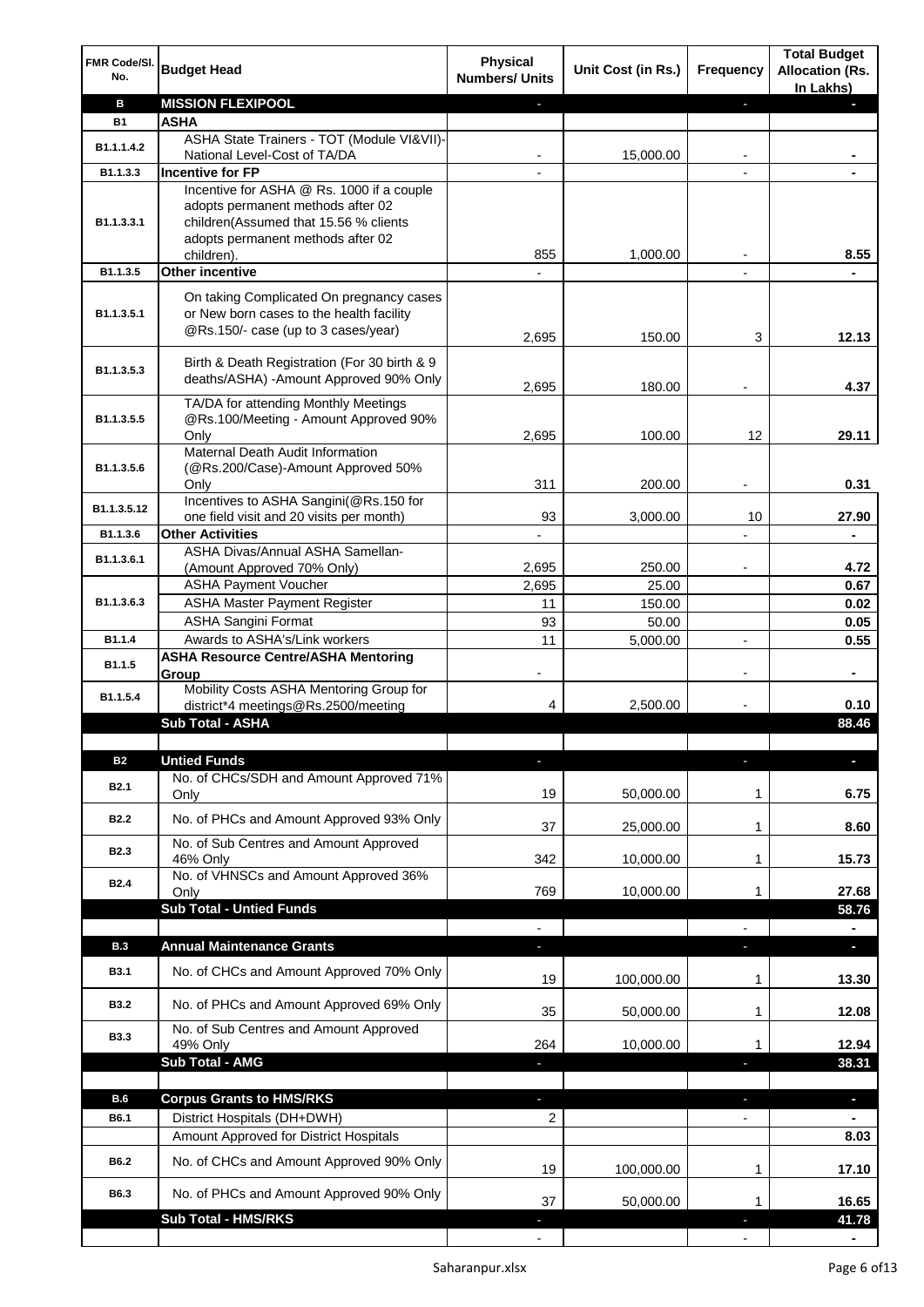| FMR Code/Sl. No. | Budget Head | Physical Numbers/ Units | Unit Cost (in Rs.) | Frequency | Total Budget Allocation (Rs. In Lakhs) |
|---|---|---|---|---|---|
| **B** | **MISSION FLEXIPOOL** | - | | - | - |
| **B1** | **ASHA** | | | | |
| B1.1.1.4.2 | ASHA State Trainers - TOT (Module VI&VII)-National Level-Cost of TA/DA | - | 15,000.00 | - | - |
| B1.1.3.3 | **Incentive for FP** | - | | - | - |
| B1.1.3.3.1 | Incentive for ASHA @ Rs. 1000 if a couple adopts permanent methods after 02 children(Assumed that 15.56 % clients adopts permanent methods after 02 children). | 855 | 1,000.00 | - | 8.55 |
| B1.1.3.5 | **Other incentive** | - | | - | - |
| B1.1.3.5.1 | On taking Complicated On pregnancy cases or New born cases to the health facility @Rs.150/- case (up to 3 cases/year) | 2,695 | 150.00 | 3 | 12.13 |
| B1.1.3.5.3 | Birth & Death Registration (For 30 birth & 9 deaths/ASHA) -Amount Approved 90% Only | 2,695 | 180.00 | - | 4.37 |
| B1.1.3.5.5 | TA/DA for attending Monthly Meetings @Rs.100/Meeting - Amount Approved 90% Only | 2,695 | 100.00 | 12 | 29.11 |
| B1.1.3.5.6 | Maternal Death Audit Information (@Rs.200/Case)-Amount Approved 50% Only | 311 | 200.00 | - | 0.31 |
| B1.1.3.5.12 | Incentives to ASHA Sangini(@Rs.150 for one field visit and 20 visits per month) | 93 | 3,000.00 | 10 | 27.90 |
| B1.1.3.6 | **Other Activities** | - | | - | - |
| B1.1.3.6.1 | ASHA Divas/Annual ASHA Samellan-(Amount Approved 70% Only) | 2,695 | 250.00 | - | 4.72 |
| B1.1.3.6.3 | ASHA Payment Voucher | 2,695 | 25.00 | | 0.67 |
| | ASHA Master Payment Register | 11 | 150.00 | | 0.02 |
| | ASHA Sangini Format | 93 | 50.00 | | 0.05 |
| B1.1.4 | Awards to ASHA's/Link workers | 11 | 5,000.00 | - | 0.55 |
| B1.1.5 | **ASHA Resource Centre/ASHA Mentoring Group** | - | | - | - |
| B1.1.5.4 | Mobility Costs ASHA Mentoring Group for district*4 meetings@Rs.2500/meeting | 4 | 2,500.00 | - | 0.10 |
| | **Sub Total - ASHA** | | | | **88.46** |
| | | | | | |
| **B2** | **Untied Funds** | - | | - | - |
| B2.1 | No. of CHCs/SDH and Amount Approved 71% Only | 19 | 50,000.00 | 1 | 6.75 |
| B2.2 | No. of PHCs and Amount Approved 93% Only | 37 | 25,000.00 | 1 | 8.60 |
| B2.3 | No. of Sub Centres and Amount Approved 46% Only | 342 | 10,000.00 | 1 | 15.73 |
| B2.4 | No. of VHNSCs and Amount Approved 36% Only | 769 | 10,000.00 | 1 | 27.68 |
| | **Sub Total - Untied Funds** | | | | **58.76** |
| | | - | | - | - |
| **B.3** | **Annual Maintenance Grants** | - | | - | - |
| B3.1 | No. of CHCs and Amount Approved 70% Only | 19 | 100,000.00 | 1 | 13.30 |
| B3.2 | No. of PHCs and Amount Approved 69% Only | 35 | 50,000.00 | 1 | 12.08 |
| B3.3 | No. of Sub Centres and Amount Approved 49% Only | 264 | 10,000.00 | 1 | 12.94 |
| | **Sub Total - AMG** | - | | - | **38.31** |
| | | | | | |
| **B.6** | **Corpus Grants to HMS/RKS** | - | | - | - |
| B6.1 | District Hospitals (DH+DWH) | 2 | | - | - |
| | Amount Approved for District Hospitals | | | | 8.03 |
| B6.2 | No. of CHCs and Amount Approved 90% Only | 19 | 100,000.00 | 1 | 17.10 |
| B6.3 | No. of PHCs and Amount Approved 90% Only | 37 | 50,000.00 | 1 | 16.65 |
| | **Sub Total - HMS/RKS** | - | | - | **41.78** |
| | | - | | - | - |

Saharanpur.xlsx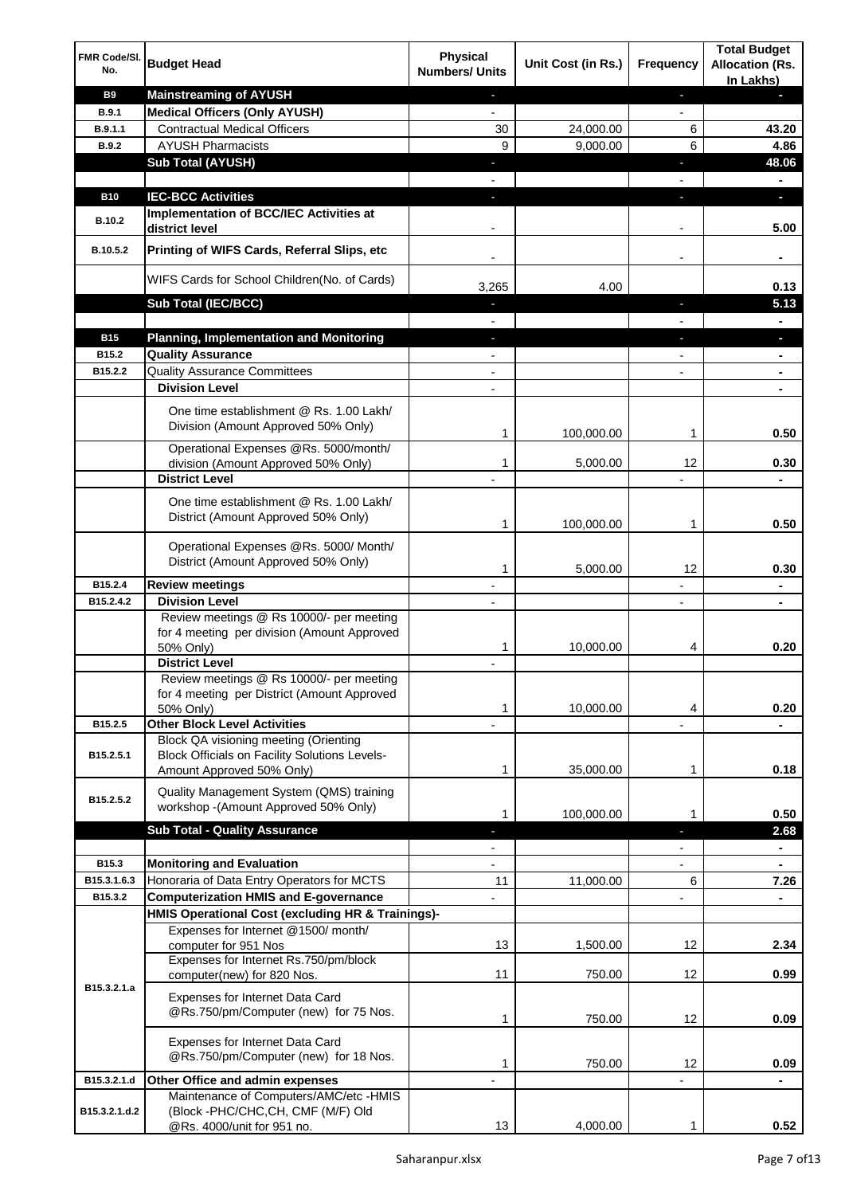| FMR Code/Sl. No. | Budget Head | Physical Numbers/ Units | Unit Cost (in Rs.) | Frequency | Total Budget Allocation (Rs. In Lakhs) |
|---|---|---|---|---|---|
| **B9** | **Mainstreaming of AYUSH** | - | | - | - |
| **B.9.1** | **Medical Officers (Only AYUSH)** | - | | - | |
| **B.9.1.1** | Contractual Medical Officers | 30 | 24,000.00 | 6 | **43.20** |
| **B.9.2** | AYUSH Pharmacists | 9 | 9,000.00 | 6 | **4.86** |
| | **Sub Total (AYUSH)** | - | | - | **48.06** |
| | | - | | - | **-** |
| **B10** | **IEC-BCC Activities** | - | | - | - |
| **B.10.2** | **Implementation of BCC/IEC Activities at district level** | - | | - | **5.00** |
| **B.10.5.2** | **Printing of WIFS Cards, Referral Slips, etc** | - | | - | **-** |
| | WIFS Cards for School Children(No. of Cards) | 3,265 | 4.00 | | **0.13** |
| | **Sub Total (IEC/BCC)** | - | | - | **5.13** |
| | | - | | - | **-** |
| **B15** | **Planning, Implementation and Monitoring** | - | | - | - |
| **B15.2** | **Quality Assurance** | - | | - | **-** |
| **B15.2.2** | Quality Assurance Committees | - | | - | **-** |
| | **Division Level** | - | | | **-** |
| | One time establishment @ Rs. 1.00 Lakh/ Division (Amount Approved 50% Only) | 1 | 100,000.00 | 1 | **0.50** |
| | Operational Expenses @Rs. 5000/month/ division (Amount Approved 50% Only) | 1 | 5,000.00 | 12 | **0.30** |
| | **District Level** | - | | - | **-** |
| | One time establishment @ Rs. 1.00 Lakh/ District (Amount Approved 50% Only) | 1 | 100,000.00 | 1 | **0.50** |
| | Operational Expenses @Rs. 5000/ Month/ District (Amount Approved 50% Only) | 1 | 5,000.00 | 12 | **0.30** |
| **B15.2.4** | **Review meetings** | - | | - | **-** |
| **B15.2.4.2** | **Division Level** | - | | - | **-** |
| | Review meetings @ Rs 10000/- per meeting for 4 meeting per division (Amount Approved 50% Only) | 1 | 10,000.00 | 4 | **0.20** |
| | **District Level** | - | | | |
| | Review meetings @ Rs 10000/- per meeting for 4 meeting per District (Amount Approved 50% Only) | 1 | 10,000.00 | 4 | **0.20** |
| **B15.2.5** | **Other Block Level Activities** | - | | - | **-** |
| **B15.2.5.1** | Block QA visioning meeting (Orienting Block Officials on Facility Solutions Levels-Amount Approved 50% Only) | 1 | 35,000.00 | 1 | **0.18** |
| **B15.2.5.2** | Quality Management System (QMS) training workshop -(Amount Approved 50% Only) | 1 | 100,000.00 | 1 | **0.50** |
| | **Sub Total - Quality Assurance** | - | | - | **2.68** |
| | | - | | - | **-** |
| **B15.3** | **Monitoring and Evaluation** | - | | - | **-** |
| **B15.3.1.6.3** | Honoraria of Data Entry Operators for MCTS | 11 | 11,000.00 | 6 | **7.26** |
| **B15.3.2** | **Computerization HMIS and E-governance** | - | | - | **-** |
| | **HMIS Operational Cost (excluding HR & Trainings)-** | | | | |
| **B15.3.2.1.a** | Expenses for Internet @1500/ month/ computer for 951 Nos | 13 | 1,500.00 | 12 | **2.34** |
| | Expenses for Internet Rs.750/pm/block computer(new) for 820 Nos. | 11 | 750.00 | 12 | **0.99** |
| | Expenses for Internet Data Card @Rs.750/pm/Computer (new) for 75 Nos. | 1 | 750.00 | 12 | **0.09** |
| | Expenses for Internet Data Card @Rs.750/pm/Computer (new) for 18 Nos. | 1 | 750.00 | 12 | **0.09** |
| **B15.3.2.1.d** | **Other Office and admin expenses** | - | | - | **-** |
| **B15.3.2.1.d.2** | Maintenance of Computers/AMC/etc -HMIS (Block -PHC/CHC,CH, CMF (M/F) Old @Rs. 4000/unit for 951 no. | 13 | 4,000.00 | 1 | **0.52** |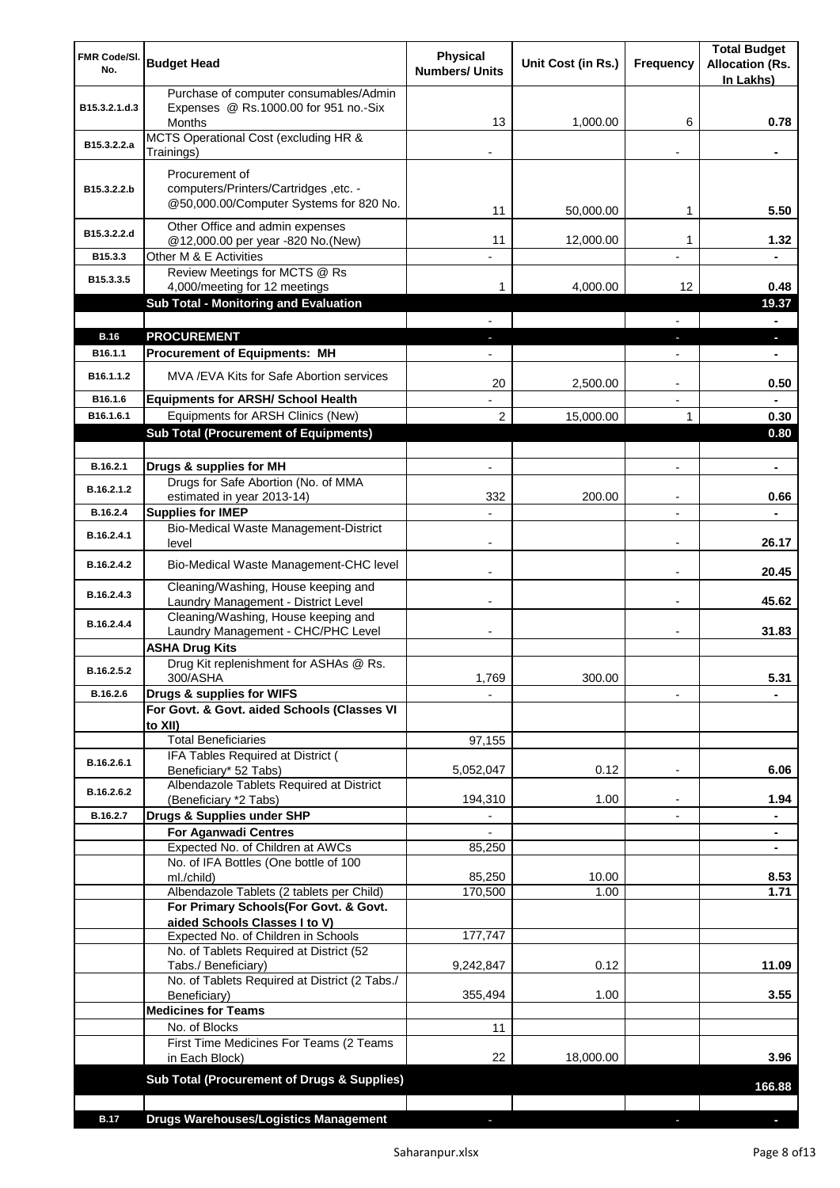| FMR Code/Sl. No. | Budget Head | Physical Numbers/ Units | Unit Cost (in Rs.) | Frequency | Total Budget Allocation (Rs. In Lakhs) |
|---|---|---|---|---|---|
| B15.3.2.1.d.3 | Purchase of computer consumables/Admin Expenses @ Rs.1000.00 for 951 no.-Six Months | 13 | 1,000.00 | 6 | 0.78 |
| B15.3.2.2.a | MCTS Operational Cost (excluding HR & Trainings) | - | | - | - |
| B15.3.2.2.b | Procurement of computers/Printers/Cartridges ,etc. - @50,000.00/Computer Systems for 820 No. | 11 | 50,000.00 | 1 | 5.50 |
| B15.3.2.2.d | Other Office and admin expenses @12,000.00 per year -820 No.(New) | 11 | 12,000.00 | 1 | 1.32 |
| B15.3.3 | Other M & E Activities | - | | - | - |
| B15.3.3.5 | Review Meetings for MCTS @ Rs 4,000/meeting for 12 meetings | 1 | 4,000.00 | 12 | 0.48 |
| | **Sub Total - Monitoring and Evaluation** | | | | **19.37** |
| | | - | | - | - |
| **B.16** | **PROCUREMENT** | - | | - | - |
| B16.1.1 | **Procurement of Equipments: MH** | - | | - | - |
| B16.1.1.2 | MVA /EVA Kits for Safe Abortion services | 20 | 2,500.00 | - | 0.50 |
| B16.1.6 | **Equipments for ARSH/ School Health** | - | | - | - |
| B16.1.6.1 | Equipments for ARSH Clinics (New) | 2 | 15,000.00 | 1 | 0.30 |
| | **Sub Total (Procurement of Equipments)** | | | | **0.80** |
| | | | | | |
| B.16.2.1 | **Drugs & supplies for MH** | - | | - | - |
| B.16.2.1.2 | Drugs for Safe Abortion (No. of MMA estimated in year 2013-14) | 332 | 200.00 | - | 0.66 |
| B.16.2.4 | **Supplies for IMEP** | - | | - | - |
| B.16.2.4.1 | Bio-Medical Waste Management-District level | - | | - | 26.17 |
| B.16.2.4.2 | Bio-Medical Waste Management-CHC level | - | | - | 20.45 |
| B.16.2.4.3 | Cleaning/Washing, House keeping and Laundry Management - District Level | - | | - | 45.62 |
| B.16.2.4.4 | Cleaning/Washing, House keeping and Laundry Management - CHC/PHC Level | - | | - | 31.83 |
| | **ASHA Drug Kits** | | | | |
| B.16.2.5.2 | Drug Kit replenishment for ASHAs @ Rs. 300/ASHA | 1,769 | 300.00 | | 5.31 |
| B.16.2.6 | **Drugs & supplies for WIFS** | - | | - | - |
| | **For Govt. & Govt. aided Schools (Classes VI to XII)** | | | | |
| | Total Beneficiaries | 97,155 | | | |
| B.16.2.6.1 | IFA Tables Required at District ( Beneficiary* 52 Tabs) | 5,052,047 | 0.12 | - | 6.06 |
| B.16.2.6.2 | Albendazole Tablets Required at District (Beneficiary *2 Tabs) | 194,310 | 1.00 | - | 1.94 |
| B.16.2.7 | **Drugs & Supplies under SHP** | - | | - | - |
| | **For Aganwadi Centres** | - | | | - |
| | Expected No. of Children at AWCs | 85,250 | | | - |
| | No. of IFA Bottles (One bottle of 100 ml./child) | 85,250 | 10.00 | | 8.53 |
| | Albendazole Tablets (2 tablets per Child) | 170,500 | 1.00 | | 1.71 |
| | **For Primary Schools(For Govt. & Govt. aided Schools Classes I to V)** | | | | |
| | Expected No. of Children in Schools | 177,747 | | | |
| | No. of Tablets Required at District (52 Tabs./ Beneficiary) | 9,242,847 | 0.12 | | 11.09 |
| | No. of Tablets Required at District (2 Tabs./ Beneficiary) | 355,494 | 1.00 | | 3.55 |
| | **Medicines for Teams** | | | | |
| | No. of Blocks | 11 | | | |
| | First Time Medicines For Teams (2 Teams in Each Block) | 22 | 18,000.00 | | 3.96 |
| | **Sub Total (Procurement of Drugs & Supplies)** | | | | **166.88** |
| | | | | | |
| **B.17** | **Drugs Warehouses/Logistics Management** | - | | - | - |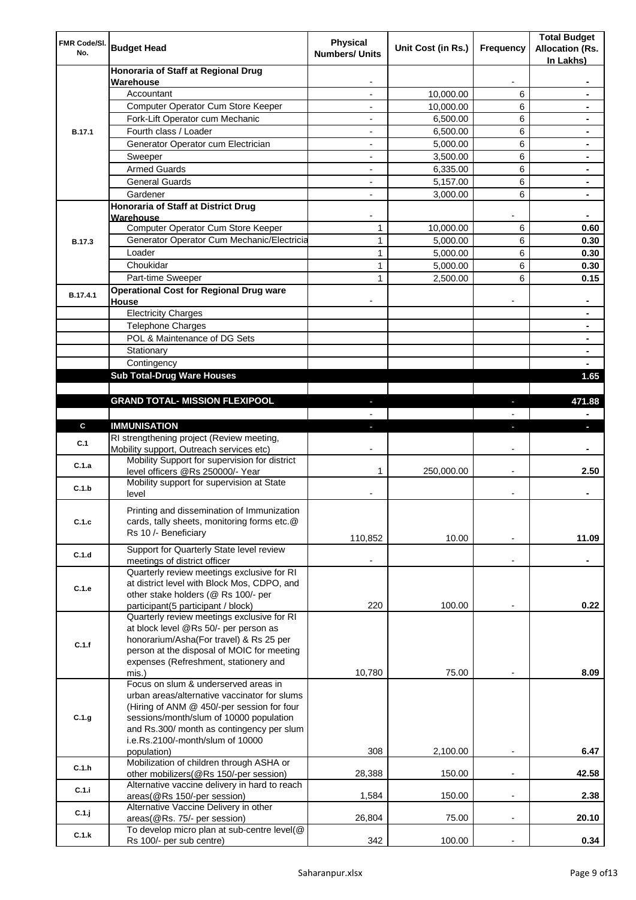| FMR Code/Sl. No. | Budget Head | Physical Numbers/ Units | Unit Cost (in Rs.) | Frequency | Total Budget Allocation (Rs. In Lakhs) |
|---|---|---|---|---|---|
| B.17.1 | Honoraria of Staff at Regional Drug Warehouse | - | | - | - |
| | Accountant | - | 10,000.00 | 6 | - |
| | Computer Operator Cum Store Keeper | - | 10,000.00 | 6 | - |
| | Fork-Lift Operator cum Mechanic | - | 6,500.00 | 6 | - |
| | Fourth class / Loader | - | 6,500.00 | 6 | - |
| | Generator Operator cum Electrician | - | 5,000.00 | 6 | - |
| | Sweeper | - | 3,500.00 | 6 | - |
| | Armed Guards | - | 6,335.00 | 6 | - |
| | General Guards | - | 5,157.00 | 6 | - |
| | Gardener | - | 3,000.00 | 6 | - |
| B.17.3 | Honoraria of Staff at District Drug Warehouse | - | | - | - |
| | Computer Operator Cum Store Keeper | 1 | 10,000.00 | 6 | 0.60 |
| | Generator Operator Cum Mechanic/Electricia | 1 | 5,000.00 | 6 | 0.30 |
| | Loader | 1 | 5,000.00 | 6 | 0.30 |
| | Choukidar | 1 | 5,000.00 | 6 | 0.30 |
| | Part-time Sweeper | 1 | 2,500.00 | 6 | 0.15 |
| B.17.4.1 | Operational Cost for Regional Drug ware House | - | | - | - |
| | Electricity Charges | | | | - |
| | Telephone Charges | | | | - |
| | POL & Maintenance of DG Sets | | | | - |
| | Stationary | | | | - |
| | Contingency | | | | - |
| | **Sub Total-Drug Ware Houses** | | | | **1.65** |
| | | | | | |
| | **GRAND TOTAL- MISSION FLEXIPOOL** | - | | - | **471.88** |
| | | - | | - | - |
| **C** | **IMMUNISATION** | - | | - | - |
| C.1 | RI strengthening project (Review meeting, Mobility support, Outreach services etc) | - | | - | - |
| C.1.a | Mobility Support for supervision for district level officers @Rs 250000/- Year | 1 | 250,000.00 | - | 2.50 |
| C.1.b | Mobility support for supervision at State level | - | | - | - |
| C.1.c | Printing and dissemination of Immunization cards, tally sheets, monitoring forms etc.@ Rs 10 /- Beneficiary | 110,852 | 10.00 | - | 11.09 |
| C.1.d | Support for Quarterly State level review meetings of district officer | - | | - | - |
| C.1.e | Quarterly review meetings exclusive for RI at district level with Block Mos, CDPO, and other stake holders (@ Rs 100/- per participant(5 participant / block) | 220 | 100.00 | - | 0.22 |
| C.1.f | Quarterly review meetings exclusive for RI at block level @Rs 50/- per person as honorarium/Asha(For travel) & Rs 25 per person at the disposal of MOIC for meeting expenses (Refreshment, stationery and mis.) | 10,780 | 75.00 | - | 8.09 |
| C.1.g | Focus on slum & underserved areas in urban areas/alternative vaccinator for slums (Hiring of ANM @ 450/-per session for four sessions/month/slum of 10000 population and Rs.300/ month as contingency per slum i.e.Rs.2100/-month/slum of 10000 population) | 308 | 2,100.00 | - | 6.47 |
| C.1.h | Mobilization of children through ASHA or other mobilizers(@Rs 150/-per session) | 28,388 | 150.00 | - | 42.58 |
| C.1.i | Alternative vaccine delivery in hard to reach areas(@Rs 150/-per session) | 1,584 | 150.00 | - | 2.38 |
| C.1.j | Alternative Vaccine Delivery in other areas(@Rs. 75/- per session) | 26,804 | 75.00 | - | 20.10 |
| C.1.k | To develop micro plan at sub-centre level(@ Rs 100/- per sub centre) | 342 | 100.00 | - | 0.34 |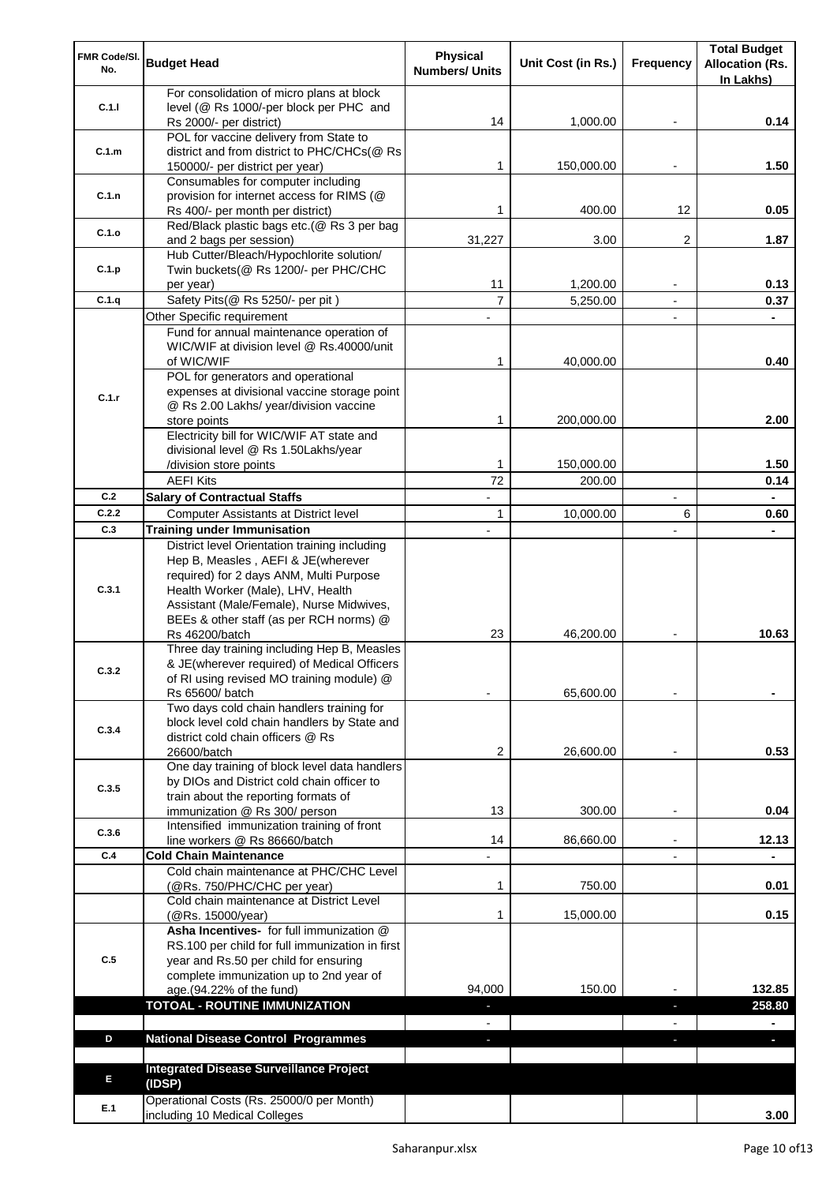| FMR Code/Sl. No. | Budget Head | Physical Numbers/ Units | Unit Cost (in Rs.) | Frequency | Total Budget Allocation (Rs. In Lakhs) |
|---|---|---|---|---|---|
| C.1.l | For consolidation of micro plans at block level (@ Rs 1000/-per block per PHC and Rs 2000/- per district) | 14 | 1,000.00 | - | 0.14 |
| C.1.m | POL for vaccine delivery from State to district and from district to PHC/CHCs(@ Rs 150000/- per district per year) | 1 | 150,000.00 | - | 1.50 |
| C.1.n | Consumables for computer including provision for internet access for RIMS (@ Rs 400/- per month per district) | 1 | 400.00 | 12 | 0.05 |
| C.1.o | Red/Black plastic bags etc.(@ Rs 3 per bag and 2 bags per session) | 31,227 | 3.00 | 2 | 1.87 |
| C.1.p | Hub Cutter/Bleach/Hypochlorite solution/ Twin buckets(@ Rs 1200/- per PHC/CHC per year) | 11 | 1,200.00 | - | 0.13 |
| C.1.q | Safety Pits(@ Rs 5250/- per pit ) | 7 | 5,250.00 | - | 0.37 |
| C.1.r | Other Specific requirement | - | | - | - |
| | Fund for annual maintenance operation of WIC/WIF at division level @ Rs.40000/unit of WIC/WIF | 1 | 40,000.00 | | 0.40 |
| | POL for generators and operational expenses at divisional vaccine storage point @ Rs 2.00 Lakhs/ year/division vaccine store points | 1 | 200,000.00 | | 2.00 |
| | Electricity bill for WIC/WIF AT state and divisional level @ Rs 1.50Lakhs/year /division store points | 1 | 150,000.00 | | 1.50 |
| | AEFI Kits | 72 | 200.00 | | 0.14 |
| C.2 | **Salary of Contractual Staffs** | - | | - | - |
| C.2.2 | Computer Assistants at District level | 1 | 10,000.00 | 6 | 0.60 |
| C.3 | **Training under Immunisation** | - | | - | - |
| C.3.1 | District level Orientation training including Hep B, Measles , AEFI & JE(wherever required) for 2 days ANM, Multi Purpose Health Worker (Male), LHV, Health Assistant (Male/Female), Nurse Midwives, BEEs & other staff (as per RCH norms) @ Rs 46200/batch | 23 | 46,200.00 | - | 10.63 |
| C.3.2 | Three day training including Hep B, Measles & JE(wherever required) of Medical Officers of RI using revised MO training module) @ Rs 65600/ batch | - | 65,600.00 | - | - |
| C.3.4 | Two days cold chain handlers training for block level cold chain handlers by State and district cold chain officers @ Rs 26600/batch | 2 | 26,600.00 | - | 0.53 |
| C.3.5 | One day training of block level data handlers by DIOs and District cold chain officer to train about the reporting formats of immunization @ Rs 300/ person | 13 | 300.00 | - | 0.04 |
| C.3.6 | Intensified immunization training of front line workers @ Rs 86660/batch | 14 | 86,660.00 | - | 12.13 |
| C.4 | **Cold Chain Maintenance** | - | | - | - |
| | Cold chain maintenance at PHC/CHC Level (@Rs. 750/PHC/CHC per year) | 1 | 750.00 | | 0.01 |
| | Cold chain maintenance at District Level (@Rs. 15000/year) | 1 | 15,000.00 | | 0.15 |
| C.5 | **Asha Incentives-** for full immunization @ RS.100 per child for full immunization in first year and Rs.50 per child for ensuring complete immunization up to 2nd year of age.(94.22% of the fund) | 94,000 | 150.00 | - | 132.85 |
| | **TOTOAL - ROUTINE IMMUNIZATION** | - | | - | **258.80** |
| | | - | | - | - |
| D | **National Disease Control Programmes** | - | | - | - |
| | | | | | |
| E | **Integrated Disease Surveillance Project (IDSP)** | | | | |
| E.1 | Operational Costs (Rs. 25000/0 per Month) including 10 Medical Colleges | | | | 3.00 |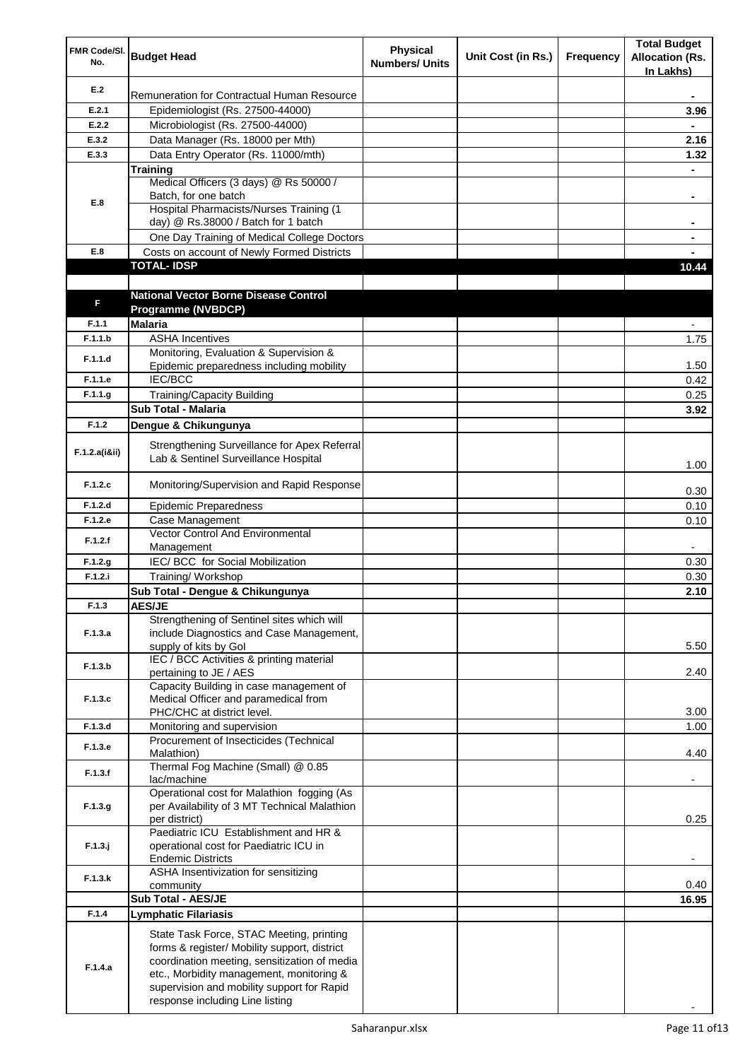| FMR Code/Sl. No. | Budget Head | Physical Numbers/ Units | Unit Cost (in Rs.) | Frequency | Total Budget Allocation (Rs. In Lakhs) |
|---|---|---|---|---|---|
| E.2 | Remuneration for Contractual Human Resource | | | | - |
| E.2.1 | Epidemiologist (Rs. 27500-44000) | | | | 3.96 |
| E.2.2 | Microbiologist (Rs. 27500-44000) | | | | - |
| E.3.2 | Data Manager (Rs. 18000 per Mth) | | | | 2.16 |
| E.3.3 | Data Entry Operator (Rs. 11000/mth) | | | | 1.32 |
| E.8 | **Training** | | | | - |
| | Medical Officers (3 days) @ Rs 50000 / Batch, for one batch | | | | - |
| | Hospital Pharmacists/Nurses Training (1 day) @ Rs.38000 / Batch for 1 batch | | | | - |
| | One Day Training of Medical College Doctors | | | | - |
| E.8 | Costs on account of Newly Formed Districts | | | | - |
| | **TOTAL- IDSP** | | | | **10.44** |
| | | | | | |
| F | **National Vector Borne Disease Control Programme (NVBDCP)** | | | | |
| F.1.1 | **Malaria** | | | | - |
| F.1.1.b | ASHA Incentives | | | | 1.75 |
| F.1.1.d | Monitoring, Evaluation & Supervision & Epidemic preparedness including mobility | | | | 1.50 |
| F.1.1.e | IEC/BCC | | | | 0.42 |
| F.1.1.g | Training/Capacity Building | | | | 0.25 |
| | **Sub Total - Malaria** | | | | **3.92** |
| F.1.2 | **Dengue & Chikungunya** | | | | |
| F.1.2.a(i&ii) | Strengthening Surveillance for Apex Referral Lab & Sentinel Surveillance Hospital | | | | 1.00 |
| F.1.2.c | Monitoring/Supervision and Rapid Response | | | | 0.30 |
| F.1.2.d | Epidemic Preparedness | | | | 0.10 |
| F.1.2.e | Case Management | | | | 0.10 |
| F.1.2.f | Vector Control And Environmental Management | | | | - |
| F.1.2.g | IEC/ BCC for Social Mobilization | | | | 0.30 |
| F.1.2.i | Training/ Workshop | | | | 0.30 |
| | **Sub Total - Dengue & Chikungunya** | | | | **2.10** |
| F.1.3 | **AES/JE** | | | | |
| F.1.3.a | Strengthening of Sentinel sites which will include Diagnostics and Case Management, supply of kits by GoI | | | | 5.50 |
| F.1.3.b | IEC / BCC Activities & printing material pertaining to JE / AES | | | | 2.40 |
| F.1.3.c | Capacity Building in case management of Medical Officer and paramedical from PHC/CHC at district level. | | | | 3.00 |
| F.1.3.d | Monitoring and supervision | | | | 1.00 |
| F.1.3.e | Procurement of Insecticides (Technical Malathion) | | | | 4.40 |
| F.1.3.f | Thermal Fog Machine (Small) @ 0.85 lac/machine | | | | - |
| F.1.3.g | Operational cost for Malathion fogging (As per Availability of 3 MT Technical Malathion per district) | | | | 0.25 |
| F.1.3.j | Paediatric ICU Establishment and HR & operational cost for Paediatric ICU in Endemic Districts | | | | - |
| F.1.3.k | ASHA Insentivization for sensitizing community | | | | 0.40 |
| | **Sub Total - AES/JE** | | | | **16.95** |
| F.1.4 | **Lymphatic Filariasis** | | | | |
| F.1.4.a | State Task Force, STAC Meeting, printing forms & register/ Mobility support, district coordination meeting, sensitization of media etc., Morbidity management, monitoring & supervision and mobility support for Rapid response including Line listing | | | | - |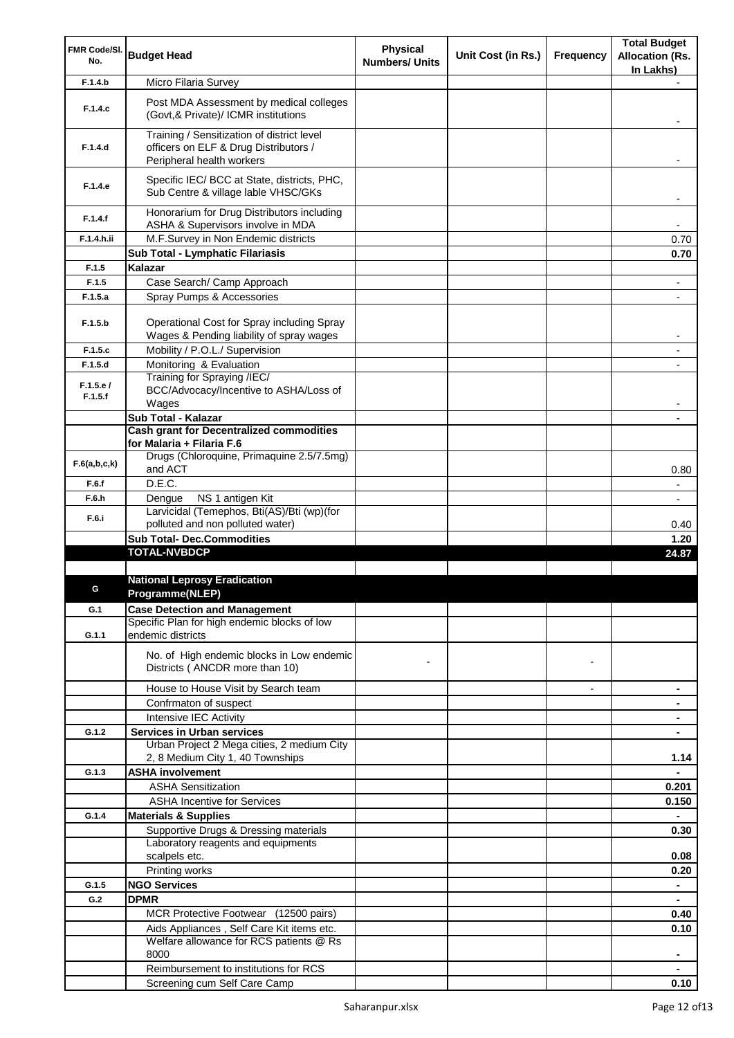| FMR Code/Sl. No. | Budget Head | Physical Numbers/ Units | Unit Cost (in Rs.) | Frequency | Total Budget Allocation (Rs. In Lakhs) |
|---|---|---|---|---|---|
| F.1.4.b | Micro Filaria Survey | | | | - |
| F.1.4.c | Post MDA Assessment by medical colleges (Govt,& Private)/ ICMR institutions | | | | - |
| F.1.4.d | Training / Sensitization of district level officers on ELF & Drug Distributors / Peripheral health workers | | | | - |
| F.1.4.e | Specific IEC/ BCC at State, districts, PHC, Sub Centre & village lable VHSC/GKs | | | | - |
| F.1.4.f | Honorarium for Drug Distributors including ASHA & Supervisors involve in MDA | | | | - |
| F.1.4.h.ii | M.F.Survey in Non Endemic districts | | | | 0.70 |
| | **Sub Total - Lymphatic Filariasis** | | | | **0.70** |
| F.1.5 | **Kalazar** | | | | |
| F.1.5 | Case Search/ Camp Approach | | | | - |
| F.1.5.a | Spray Pumps & Accessories | | | | - |
| F.1.5.b | Operational Cost for Spray including Spray Wages & Pending liability of spray wages | | | | - |
| F.1.5.c | Mobility / P.O.L./ Supervision | | | | - |
| F.1.5.d | Monitoring & Evaluation | | | | - |
| F.1.5.e / F.1.5.f | Training for Spraying /IEC/ BCC/Advocacy/Incentive to ASHA/Loss of Wages | | | | - |
| | **Sub Total - Kalazar** | | | | **-** |
| | **Cash grant for Decentralized commodities for Malaria + Filaria F.6** | | | | |
| F.6(a,b,c,k) | Drugs (Chloroquine, Primaquine 2.5/7.5mg) and ACT | | | | 0.80 |
| F.6.f | D.E.C. | | | | - |
| F.6.h | Dengue NS 1 antigen Kit | | | | - |
| F.6.i | Larvicidal (Temephos, Bti(AS)/Bti (wp)(for polluted and non polluted water) | | | | 0.40 |
| | **Sub Total- Dec.Commodities** | | | | **1.20** |
| | **TOTAL-NVBDCP** | | | | **24.87** |
| | | | | | |
| G | **National Leprosy Eradication Programme(NLEP)** | | | | |
| G.1 | **Case Detection and Management** | | | | |
| G.1.1 | Specific Plan for high endemic blocks of low endemic districts | | | | |
| | No. of High endemic blocks in Low endemic Districts ( ANCDR more than 10) | - | | - | |
| | House to House Visit by Search team | | | - | **-** |
| | Confrmaton of suspect | | | | **-** |
| | Intensive IEC Activity | | | | **-** |
| G.1.2 | **Services in Urban services** | | | | **-** |
| | Urban Project 2 Mega cities, 2 medium City 2, 8 Medium City 1, 40 Townships | | | | **1.14** |
| G.1.3 | **ASHA involvement** | | | | **-** |
| | ASHA Sensitization | | | | **0.201** |
| | ASHA Incentive for Services | | | | **0.150** |
| G.1.4 | **Materials & Supplies** | | | | **-** |
| | Supportive Drugs & Dressing materials | | | | **0.30** |
| | Laboratory reagents and equipments scalpels etc. | | | | **0.08** |
| | Printing works | | | | **0.20** |
| G.1.5 | **NGO Services** | | | | **-** |
| G.2 | **DPMR** | | | | **-** |
| | MCR Protective Footwear (12500 pairs) | | | | **0.40** |
| | Aids Appliances , Self Care Kit items etc. | | | | **0.10** |
| | Welfare allowance for RCS patients @ Rs 8000 | | | | **-** |
| | Reimbursement to institutions for RCS | | | | **-** |
| | Screening cum Self Care Camp | | | | **0.10** |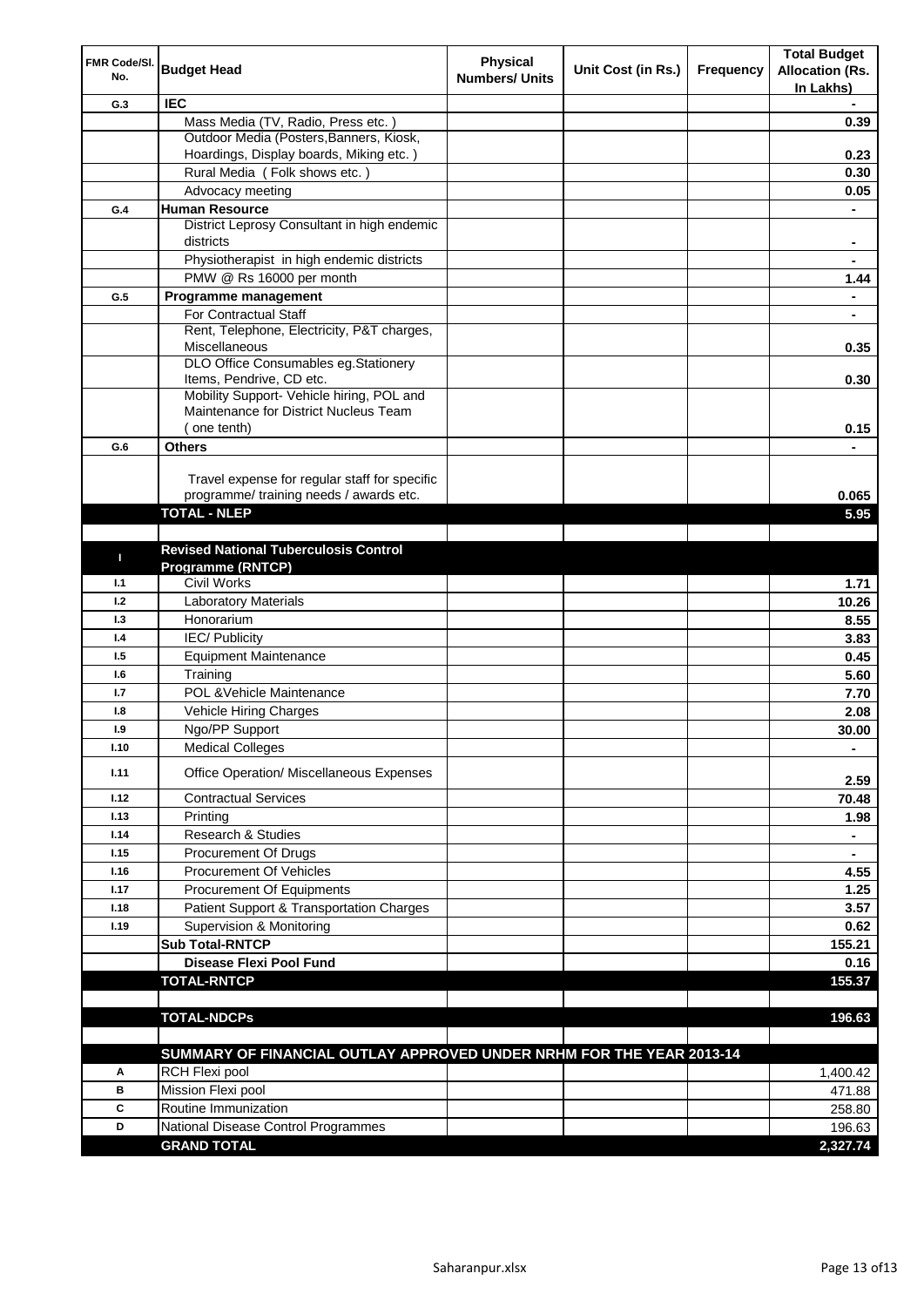| FMR Code/Sl. No. | Budget Head | Physical Numbers/ Units | Unit Cost (in Rs.) | Frequency | Total Budget Allocation (Rs. In Lakhs) |
|---|---|---|---|---|---|
| G.3 | **IEC** | | | | - |
| | Mass Media (TV, Radio, Press etc. ) | | | | 0.39 |
| | Outdoor Media (Posters,Banners, Kiosk, Hoardings, Display boards, Miking etc. ) | | | | 0.23 |
| | Rural Media ( Folk shows etc. ) | | | | 0.30 |
| | Advocacy meeting | | | | 0.05 |
| G.4 | **Human Resource** | | | | - |
| | District Leprosy Consultant in high endemic districts | | | | - |
| | Physiotherapist in high endemic districts | | | | - |
| | PMW @ Rs 16000 per month | | | | 1.44 |
| G.5 | **Programme management** | | | | - |
| | For Contractual Staff | | | | - |
| | Rent, Telephone, Electricity, P&T charges, Miscellaneous | | | | 0.35 |
| | DLO Office Consumables eg.Stationery Items, Pendrive, CD etc. | | | | 0.30 |
| | Mobility Support- Vehicle hiring, POL and Maintenance for District Nucleus Team ( one tenth) | | | | 0.15 |
| G.6 | **Others** | | | | - |
| | Travel expense for regular staff for specific programme/ training needs / awards etc. | | | | 0.065 |
| | **TOTAL - NLEP** | | | | **5.95** |
| | | | | | |
| I | **Revised National Tuberculosis Control Programme (RNTCP)** | | | | |
| I.1 | Civil Works | | | | 1.71 |
| I.2 | Laboratory Materials | | | | 10.26 |
| I.3 | Honorarium | | | | 8.55 |
| I.4 | IEC/ Publicity | | | | 3.83 |
| I.5 | Equipment Maintenance | | | | 0.45 |
| I.6 | Training | | | | 5.60 |
| I.7 | POL &Vehicle Maintenance | | | | 7.70 |
| I.8 | Vehicle Hiring Charges | | | | 2.08 |
| I.9 | Ngo/PP Support | | | | 30.00 |
| I.10 | Medical Colleges | | | | - |
| I.11 | Office Operation/ Miscellaneous Expenses | | | | 2.59 |
| I.12 | Contractual Services | | | | 70.48 |
| I.13 | Printing | | | | 1.98 |
| I.14 | Research & Studies | | | | - |
| I.15 | Procurement Of Drugs | | | | - |
| I.16 | Procurement Of Vehicles | | | | 4.55 |
| I.17 | Procurement Of Equipments | | | | 1.25 |
| I.18 | Patient Support & Transportation Charges | | | | 3.57 |
| I.19 | Supervision & Monitoring | | | | 0.62 |
| | **Sub Total-RNTCP** | | | | **155.21** |
| | **Disease Flexi Pool Fund** | | | | **0.16** |
| | **TOTAL-RNTCP** | | | | **155.37** |
| | | | | | |
| | **TOTAL-NDCPs** | | | | **196.63** |
| | | | | | |
| | **SUMMARY OF FINANCIAL OUTLAY APPROVED UNDER NRHM FOR THE YEAR 2013-14** | | | | |
| A | RCH Flexi pool | | | | 1,400.42 |
| B | Mission Flexi pool | | | | 471.88 |
| C | Routine Immunization | | | | 258.80 |
| D | National Disease Control Programmes | | | | 196.63 |
| | **GRAND TOTAL** | | | | **2,327.74** |

Saharanpur.xlsx